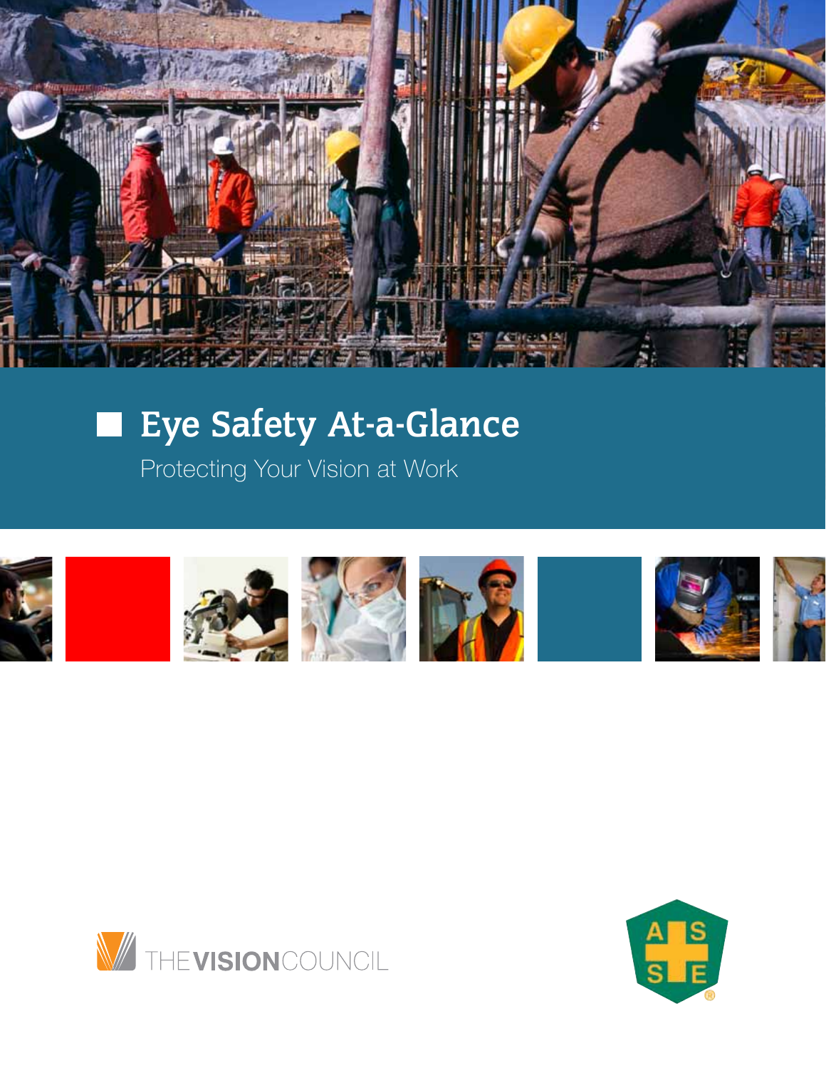# Eye Safety At-a-Glance

Protecting Your Vision at Work

THE VISION COUNCIL

ASSE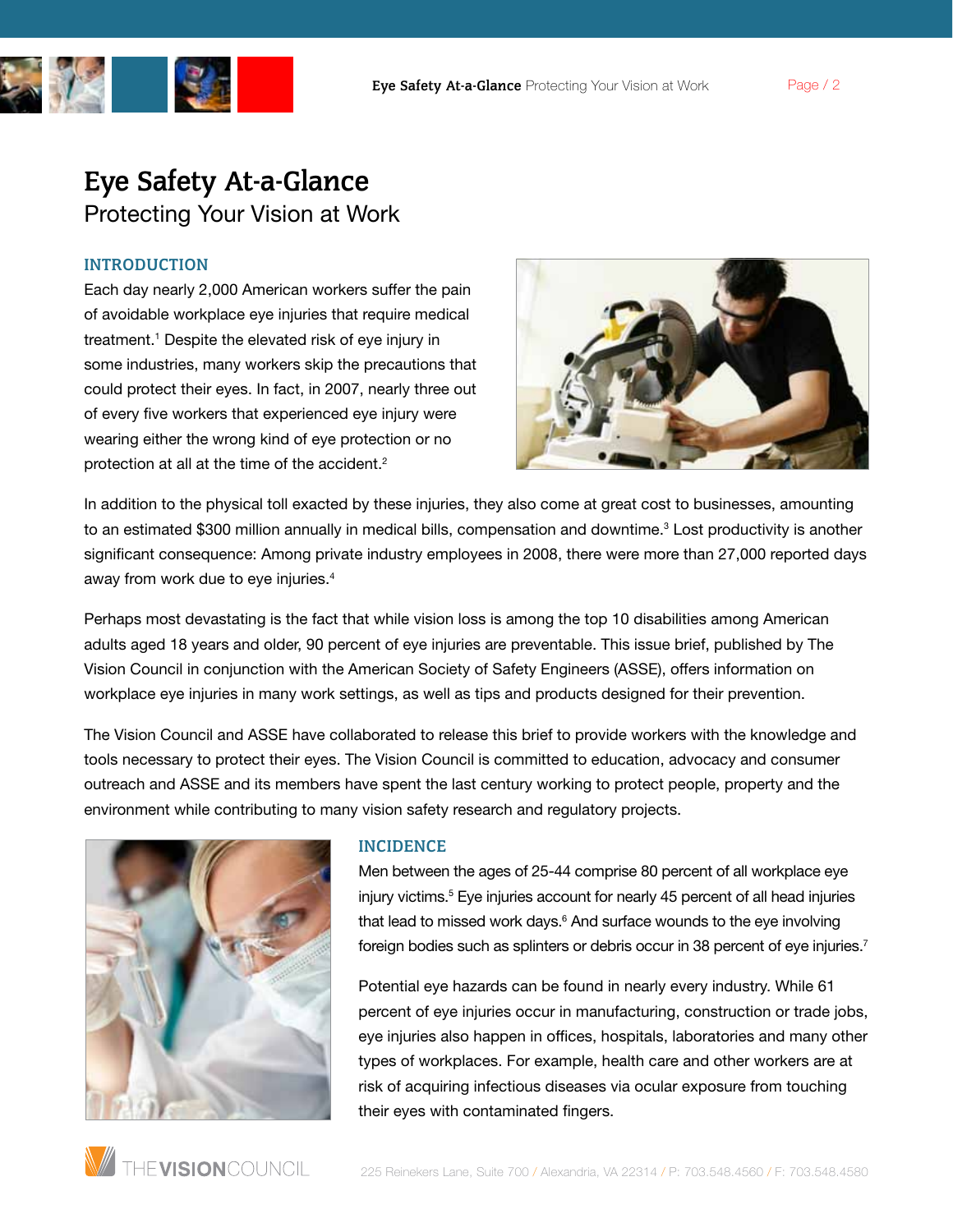# Eye Safety At-a-Glance

## Protecting Your Vision at Work

### INTRODUCTION

Each day nearly 2,000 American workers suffer the pain of avoidable workplace eye injuries that require medical treatment.[1] Despite the elevated risk of eye injury in some industries, many workers skip the precautions that could protect their eyes. In fact, in 2007, nearly three out of every five workers that experienced eye injury were wearing either the wrong kind of eye protection or no protection at all at the time of the accident.[2]

In addition to the physical toll exacted by these injuries, they also come at great cost to businesses, amounting to an estimated $300 million annually in medical bills, compensation and downtime.[3] Lost productivity is another significant consequence: Among private industry employees in 2008, there were more than 27,000 reported days away from work due to eye injuries.[4]

Perhaps most devastating is the fact that while vision loss is among the top 10 disabilities among American adults aged 18 years and older, 90 percent of eye injuries are preventable. This issue brief, published by The Vision Council in conjunction with the American Society of Safety Engineers (ASSE), offers information on workplace eye injuries in many work settings, as well as tips and products designed for their prevention.

The Vision Council and ASSE have collaborated to release this brief to provide workers with the knowledge and tools necessary to protect their eyes. The Vision Council is committed to education, advocacy and consumer outreach and ASSE and its members have spent the last century working to protect people, property and the environment while contributing to many vision safety research and regulatory projects.

### INCIDENCE

Men between the ages of 25-44 comprise 80 percent of all workplace eye injury victims.[5] Eye injuries account for nearly 45 percent of all head injuries that lead to missed work days.[6] And surface wounds to the eye involving foreign bodies such as splinters or debris occur in 38 percent of eye injuries.[7]

Potential eye hazards can be found in nearly every industry. While 61 percent of eye injuries occur in manufacturing, construction or trade jobs, eye injuries also happen in offices, hospitals, laboratories and many other types of workplaces. For example, health care and other workers are at risk of acquiring infectious diseases via ocular exposure from touching their eyes with contaminated fingers.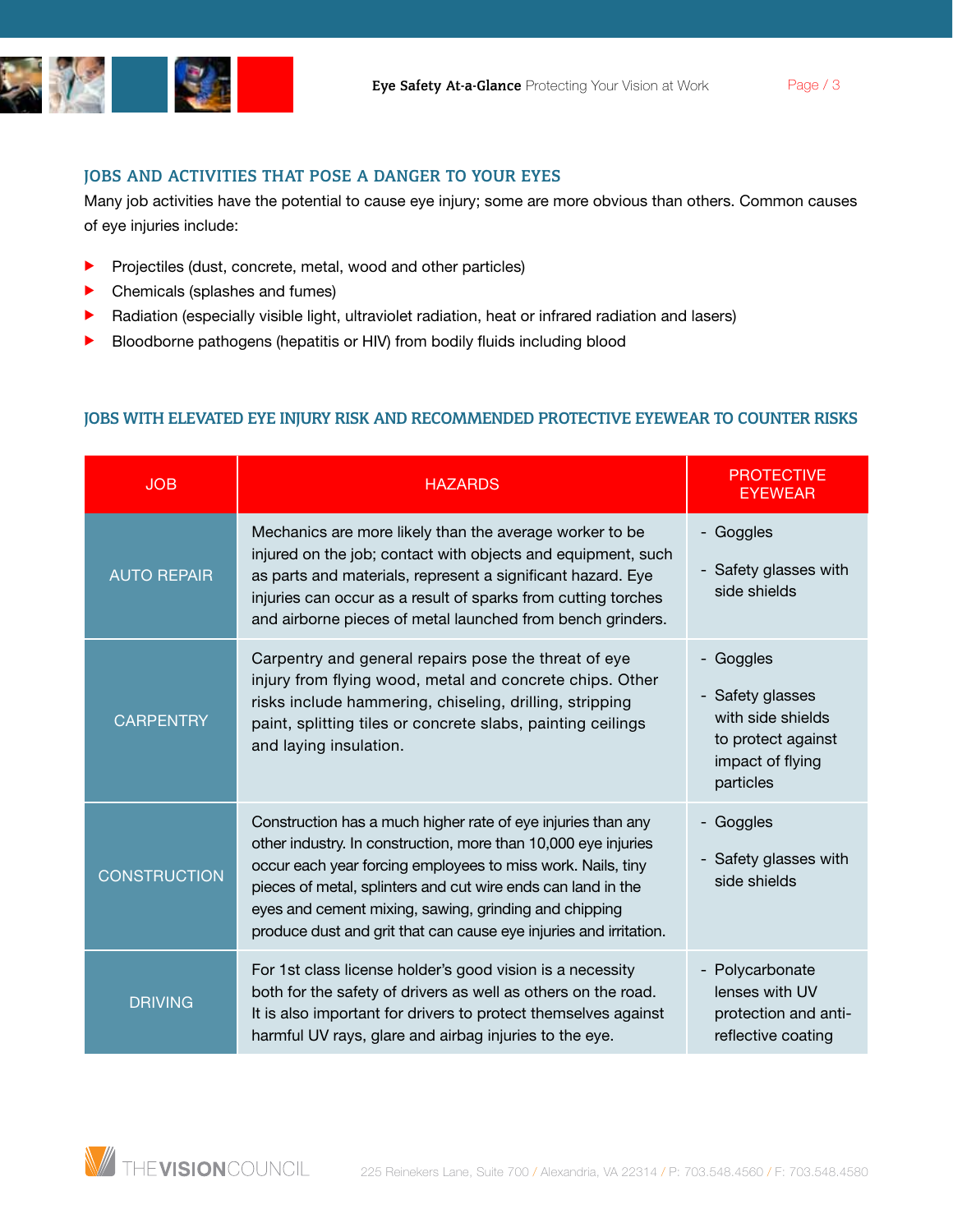## JOBS AND ACTIVITIES THAT POSE A DANGER TO YOUR EYES

Many job activities have the potential to cause eye injury; some are more obvious than others. Common causes of eye injuries include:

- Projectiles (dust, concrete, metal, wood and other particles)
- Chemicals (splashes and fumes)
- Radiation (especially visible light, ultraviolet radiation, heat or infrared radiation and lasers)
- Bloodborne pathogens (hepatitis or HIV) from bodily fluids including blood

## JOBS WITH ELEVATED EYE INJURY RISK AND RECOMMENDED PROTECTIVE EYEWEAR TO COUNTER RISKS

| JOB | HAZARDS | PROTECTIVE EYEWEAR |
|---|---|---|
| AUTO REPAIR | Mechanics are more likely than the average worker to be injured on the job; contact with objects and equipment, such as parts and materials, represent a significant hazard. Eye injuries can occur as a result of sparks from cutting torches and airborne pieces of metal launched from bench grinders. | - Goggles<br>- Safety glasses with side shields |
| CARPENTRY | Carpentry and general repairs pose the threat of eye injury from flying wood, metal and concrete chips. Other risks include hammering, chiseling, drilling, stripping paint, splitting tiles or concrete slabs, painting ceilings and laying insulation. | - Goggles<br>- Safety glasses with side shields to protect against impact of flying particles |
| CONSTRUCTION | Construction has a much higher rate of eye injuries than any other industry. In construction, more than 10,000 eye injuries occur each year forcing employees to miss work. Nails, tiny pieces of metal, splinters and cut wire ends can land in the eyes and cement mixing, sawing, grinding and chipping produce dust and grit that can cause eye injuries and irritation. | - Goggles<br>- Safety glasses with side shields |
| DRIVING | For 1st class license holder's good vision is a necessity both for the safety of drivers as well as others on the road. It is also important for drivers to protect themselves against harmful UV rays, glare and airbag injuries to the eye. | - Polycarbonate lenses with UV protection and anti-reflective coating |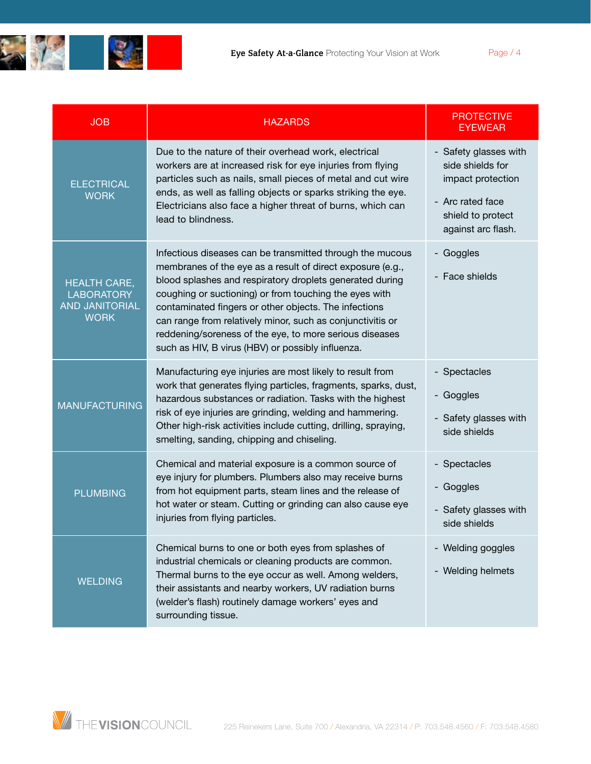| JOB | HAZARDS | PROTECTIVE EYEWEAR |
|---|---|---|
| ELECTRICAL WORK | Due to the nature of their overhead work, electrical workers are at increased risk for eye injuries from flying particles such as nails, small pieces of metal and cut wire ends, as well as falling objects or sparks striking the eye. Electricians also face a higher threat of burns, which can lead to blindness. | - Safety glasses with side shields for impact protection<br>- Arc rated face shield to protect against arc flash. |
| HEALTH CARE, LABORATORY AND JANITORIAL WORK | Infectious diseases can be transmitted through the mucous membranes of the eye as a result of direct exposure (e.g., blood splashes and respiratory droplets generated during coughing or suctioning) or from touching the eyes with contaminated fingers or other objects. The infections can range from relatively minor, such as conjunctivitis or reddening/soreness of the eye, to more serious diseases such as HIV, B virus (HBV) or possibly influenza. | - Goggles<br>- Face shields |
| MANUFACTURING | Manufacturing eye injuries are most likely to result from work that generates flying particles, fragments, sparks, dust, hazardous substances or radiation. Tasks with the highest risk of eye injuries are grinding, welding and hammering. Other high-risk activities include cutting, drilling, spraying, smelting, sanding, chipping and chiseling. | - Spectacles<br>- Goggles<br>- Safety glasses with side shields |
| PLUMBING | Chemical and material exposure is a common source of eye injury for plumbers. Plumbers also may receive burns from hot equipment parts, steam lines and the release of hot water or steam. Cutting or grinding can also cause eye injuries from flying particles. | - Spectacles<br>- Goggles<br>- Safety glasses with side shields |
| WELDING | Chemical burns to one or both eyes from splashes of industrial chemicals or cleaning products are common. Thermal burns to the eye occur as well. Among welders, their assistants and nearby workers, UV radiation burns (welder's flash) routinely damage workers' eyes and surrounding tissue. | - Welding goggles<br>- Welding helmets |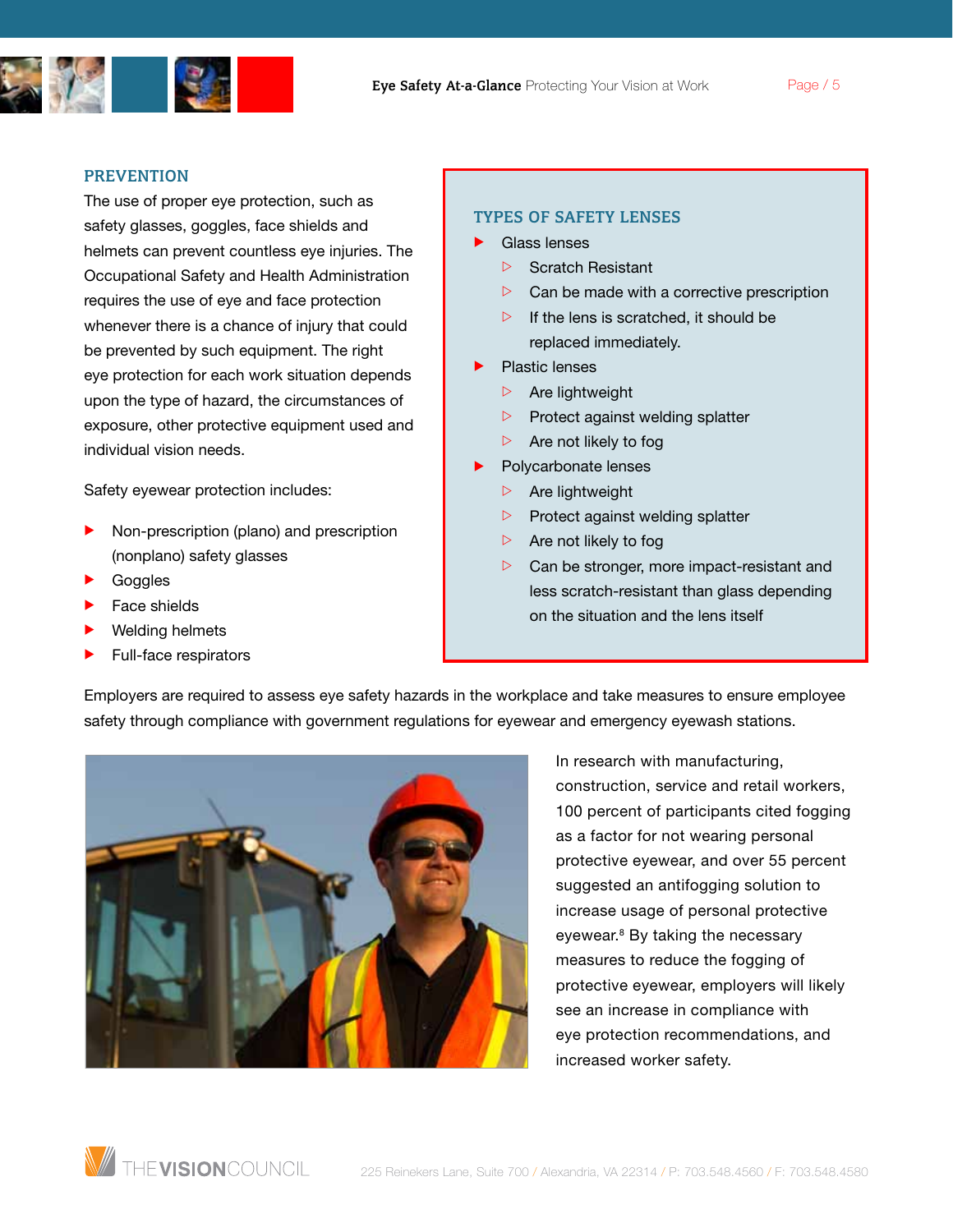## PREVENTION

The use of proper eye protection, such as safety glasses, goggles, face shields and helmets can prevent countless eye injuries. The Occupational Safety and Health Administration requires the use of eye and face protection whenever there is a chance of injury that could be prevented by such equipment. The right eye protection for each work situation depends upon the type of hazard, the circumstances of exposure, other protective equipment used and individual vision needs.

Safety eyewear protection includes:

- Non-prescription (plano) and prescription (nonplano) safety glasses
- Goggles
- Face shields
- Welding helmets
- Full-face respirators

## TYPES OF SAFETY LENSES

- Glass lenses
  - Scratch Resistant
  - Can be made with a corrective prescription
  - If the lens is scratched, it should be replaced immediately.
- Plastic lenses
  - Are lightweight
  - Protect against welding splatter
  - Are not likely to fog
- Polycarbonate lenses
  - Are lightweight
  - Protect against welding splatter
  - Are not likely to fog
  - Can be stronger, more impact-resistant and less scratch-resistant than glass depending on the situation and the lens itself

Employers are required to assess eye safety hazards in the workplace and take measures to ensure employee safety through compliance with government regulations for eyewear and emergency eyewash stations.

In research with manufacturing, construction, service and retail workers, 100 percent of participants cited fogging as a factor for not wearing personal protective eyewear, and over 55 percent suggested an antifogging solution to increase usage of personal protective eyewear.[8] By taking the necessary measures to reduce the fogging of protective eyewear, employers will likely see an increase in compliance with eye protection recommendations, and increased worker safety.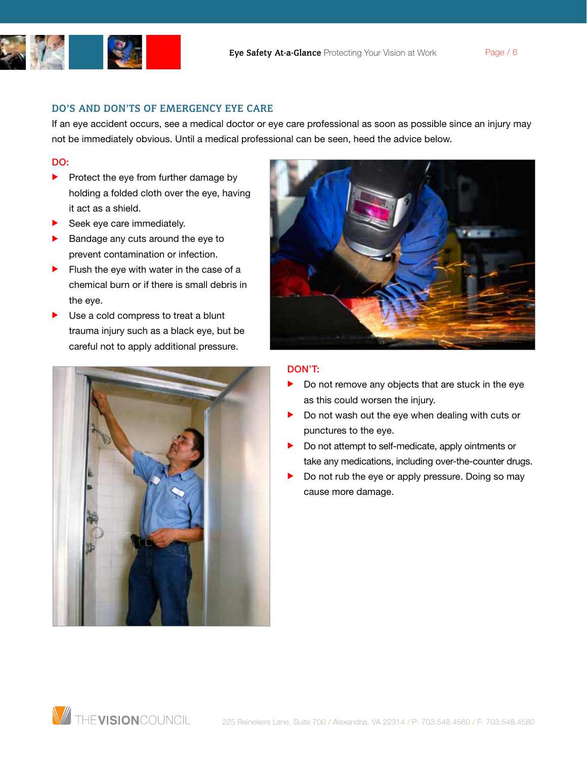## DO'S AND DON'TS OF EMERGENCY EYE CARE

If an eye accident occurs, see a medical doctor or eye care professional as soon as possible since an injury may not be immediately obvious. Until a medical professional can be seen, heed the advice below.

### DO:

- Protect the eye from further damage by holding a folded cloth over the eye, having it act as a shield.
- Seek eye care immediately.
- Bandage any cuts around the eye to prevent contamination or infection.
- Flush the eye with water in the case of a chemical burn or if there is small debris in the eye.
- Use a cold compress to treat a blunt trauma injury such as a black eye, but be careful not to apply additional pressure.

### DON'T:

- Do not remove any objects that are stuck in the eye as this could worsen the injury.
- Do not wash out the eye when dealing with cuts or punctures to the eye.
- Do not attempt to self-medicate, apply ointments or take any medications, including over-the-counter drugs.
- Do not rub the eye or apply pressure. Doing so may cause more damage.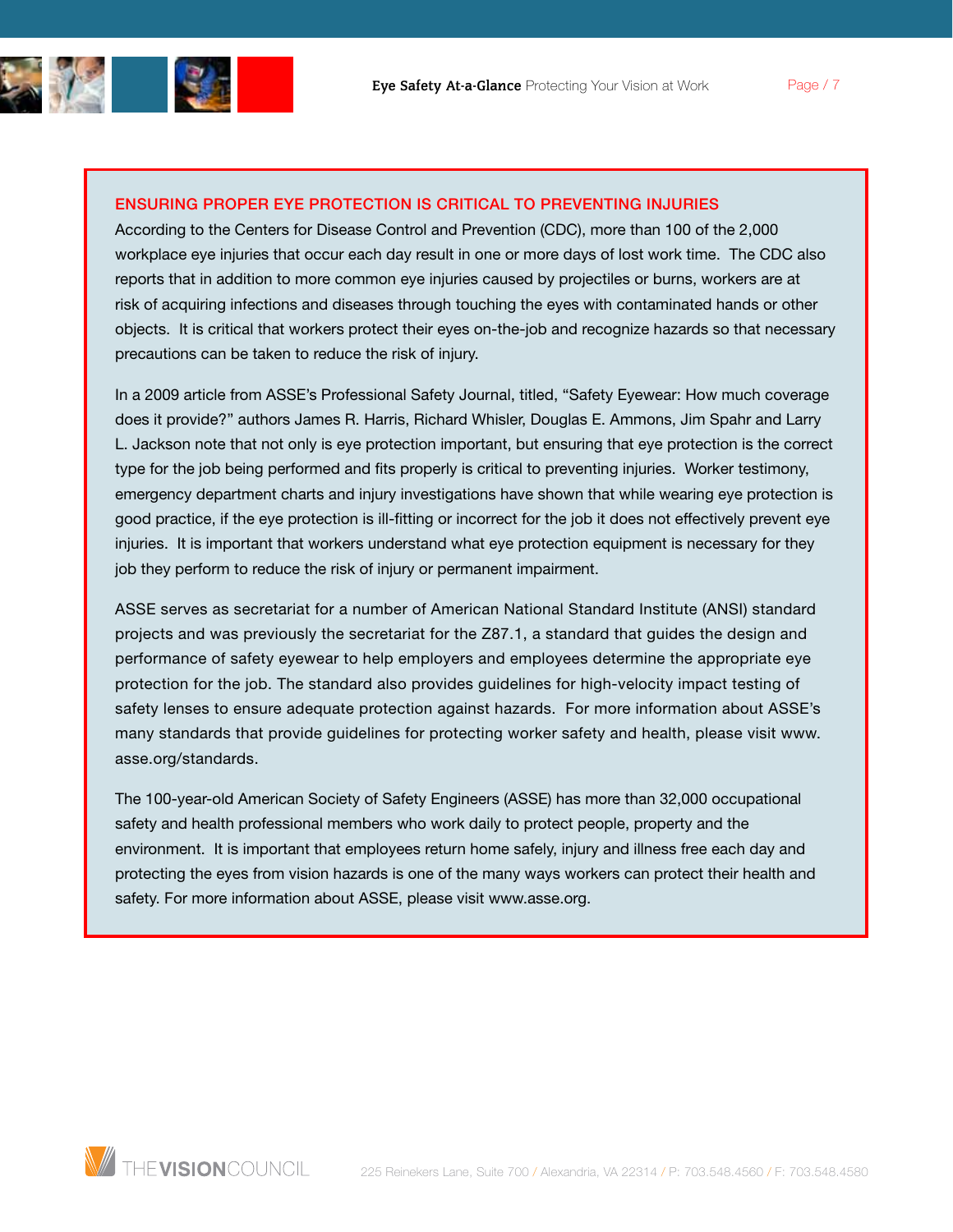## ENSURING PROPER EYE PROTECTION IS CRITICAL TO PREVENTING INJURIES

According to the Centers for Disease Control and Prevention (CDC), more than 100 of the 2,000 workplace eye injuries that occur each day result in one or more days of lost work time. The CDC also reports that in addition to more common eye injuries caused by projectiles or burns, workers are at risk of acquiring infections and diseases through touching the eyes with contaminated hands or other objects. It is critical that workers protect their eyes on-the-job and recognize hazards so that necessary precautions can be taken to reduce the risk of injury.

In a 2009 article from ASSE's Professional Safety Journal, titled, "Safety Eyewear: How much coverage does it provide?" authors James R. Harris, Richard Whisler, Douglas E. Ammons, Jim Spahr and Larry L. Jackson note that not only is eye protection important, but ensuring that eye protection is the correct type for the job being performed and fits properly is critical to preventing injuries. Worker testimony, emergency department charts and injury investigations have shown that while wearing eye protection is good practice, if the eye protection is ill-fitting or incorrect for the job it does not effectively prevent eye injuries. It is important that workers understand what eye protection equipment is necessary for they job they perform to reduce the risk of injury or permanent impairment.

ASSE serves as secretariat for a number of American National Standard Institute (ANSI) standard projects and was previously the secretariat for the Z87.1, a standard that guides the design and performance of safety eyewear to help employers and employees determine the appropriate eye protection for the job. The standard also provides guidelines for high-velocity impact testing of safety lenses to ensure adequate protection against hazards. For more information about ASSE's many standards that provide guidelines for protecting worker safety and health, please visit www.asse.org/standards.

The 100-year-old American Society of Safety Engineers (ASSE) has more than 32,000 occupational safety and health professional members who work daily to protect people, property and the environment. It is important that employees return home safely, injury and illness free each day and protecting the eyes from vision hazards is one of the many ways workers can protect their health and safety. For more information about ASSE, please visit www.asse.org.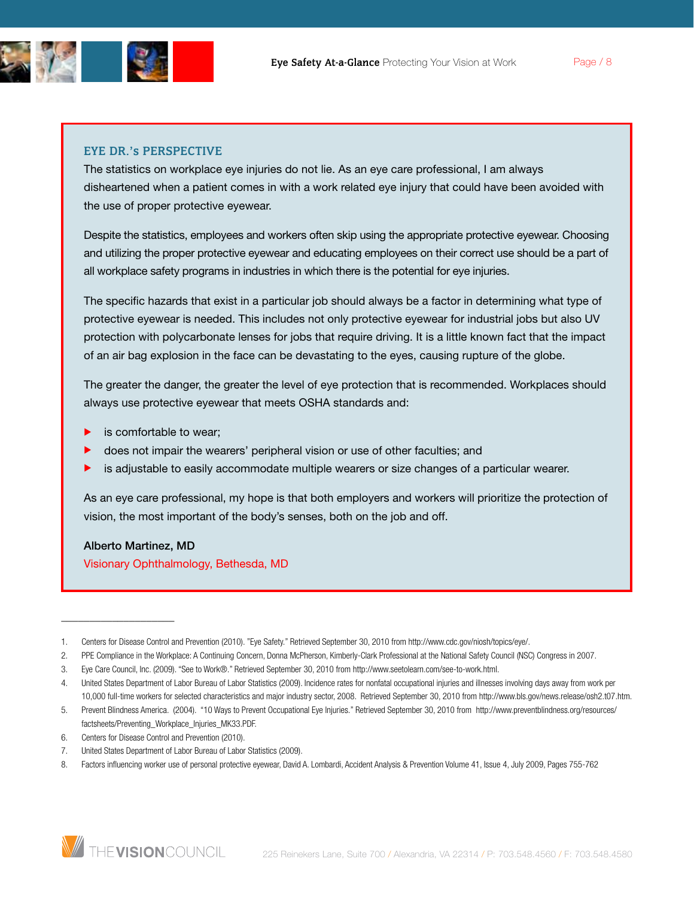## EYE DR.'s PERSPECTIVE

The statistics on workplace eye injuries do not lie. As an eye care professional, I am always disheartened when a patient comes in with a work related eye injury that could have been avoided with the use of proper protective eyewear.

Despite the statistics, employees and workers often skip using the appropriate protective eyewear. Choosing and utilizing the proper protective eyewear and educating employees on their correct use should be a part of all workplace safety programs in industries in which there is the potential for eye injuries.

The specific hazards that exist in a particular job should always be a factor in determining what type of protective eyewear is needed. This includes not only protective eyewear for industrial jobs but also UV protection with polycarbonate lenses for jobs that require driving. It is a little known fact that the impact of an air bag explosion in the face can be devastating to the eyes, causing rupture of the globe.

The greater the danger, the greater the level of eye protection that is recommended. Workplaces should always use protective eyewear that meets OSHA standards and:

- is comfortable to wear;
- does not impair the wearers' peripheral vision or use of other faculties; and
- is adjustable to easily accommodate multiple wearers or size changes of a particular wearer.

As an eye care professional, my hope is that both employers and workers will prioritize the protection of vision, the most important of the body's senses, both on the job and off.

**Alberto Martinez, MD**
Visionary Ophthalmology, Bethesda, MD

---

1. Centers for Disease Control and Prevention (2010). "Eye Safety." Retrieved September 30, 2010 from http://www.cdc.gov/niosh/topics/eye/.
2. PPE Compliance in the Workplace: A Continuing Concern, Donna McPherson, Kimberly-Clark Professional at the National Safety Council (NSC) Congress in 2007.
3. Eye Care Council, Inc. (2009). "See to Work®." Retrieved September 30, 2010 from http://www.seetolearn.com/see-to-work.html.
4. United States Department of Labor Bureau of Labor Statistics (2009). Incidence rates for nonfatal occupational injuries and illnesses involving days away from work per 10,000 full-time workers for selected characteristics and major industry sector, 2008. Retrieved September 30, 2010 from http://www.bls.gov/news.release/osh2.t07.htm.
5. Prevent Blindness America. (2004). "10 Ways to Prevent Occupational Eye Injuries." Retrieved September 30, 2010 from http://www.preventblindness.org/resources/factsheets/Preventing_Workplace_Injuries_MK33.PDF.
6. Centers for Disease Control and Prevention (2010).
7. United States Department of Labor Bureau of Labor Statistics (2009).
8. Factors influencing worker use of personal protective eyewear, David A. Lombardi, Accident Analysis & Prevention Volume 41, Issue 4, July 2009, Pages 755-762

THE VISION COUNCIL 225 Reinekers Lane, Suite 700 / Alexandria, VA 22314 / P: 703.548.4560 / F: 703.548.4580